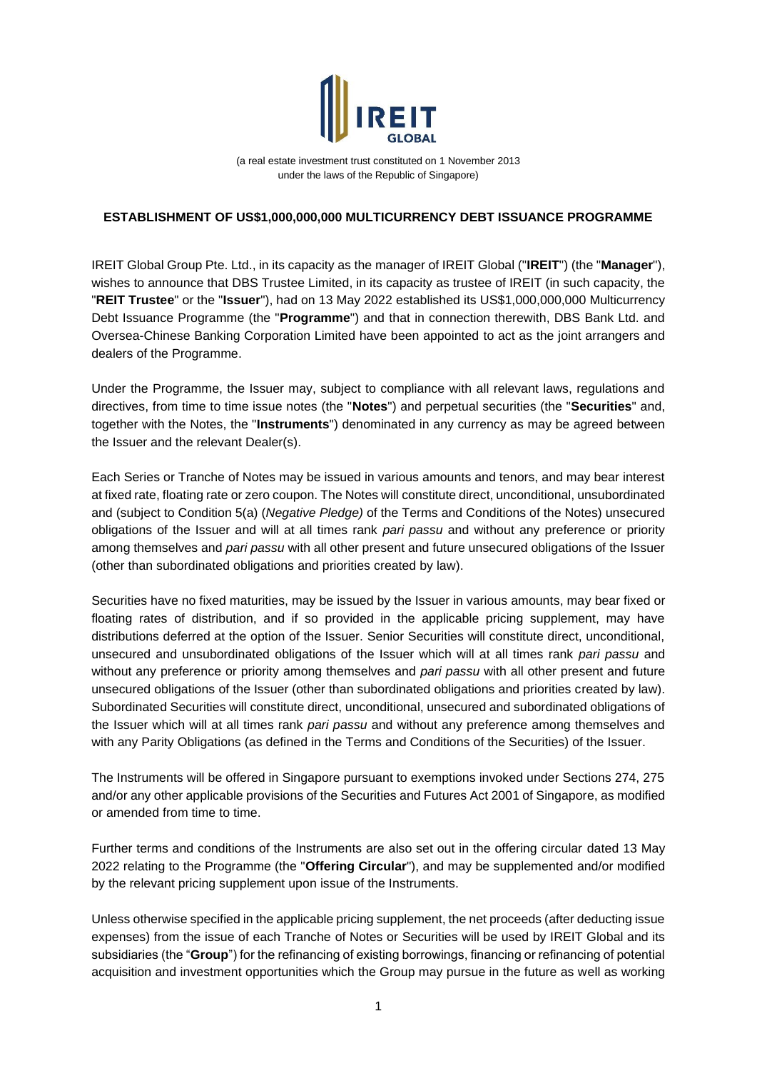(a real estate investment trust constituted on 1 November 2013 under the laws of the Republic of Singapore)

**ESTABLISHMENT OF US$1,000,000,000 MULTICURRENCY DEBT ISSUANCE PROGRAMME**

IREIT Global Group Pte. Ltd., in its capacity as the manager of IREIT Global ("**IREIT**") (the "**Manager**"), wishes to announce that DBS Trustee Limited, in its capacity as trustee of IREIT (in such capacity, the "**REIT Trustee**" or the "**Issuer**"), had on 13 May 2022 established its US$1,000,000,000 Multicurrency Debt Issuance Programme (the "**Programme**") and that in connection therewith, DBS Bank Ltd. and Oversea-Chinese Banking Corporation Limited have been appointed to act as the joint arrangers and dealers of the Programme.

Under the Programme, the Issuer may, subject to compliance with all relevant laws, regulations and directives, from time to time issue notes (the "**Notes**") and perpetual securities (the "**Securities**" and, together with the Notes, the "**Instruments**") denominated in any currency as may be agreed between the Issuer and the relevant Dealer(s).

Each Series or Tranche of Notes may be issued in various amounts and tenors, and may bear interest at fixed rate, floating rate or zero coupon. The Notes will constitute direct, unconditional, unsubordinated and (subject to Condition 5(a) (*Negative Pledge)* of the Terms and Conditions of the Notes) unsecured obligations of the Issuer and will at all times rank *pari passu* and without any preference or priority among themselves and *pari passu* with all other present and future unsecured obligations of the Issuer (other than subordinated obligations and priorities created by law).

Securities have no fixed maturities, may be issued by the Issuer in various amounts, may bear fixed or floating rates of distribution, and if so provided in the applicable pricing supplement, may have distributions deferred at the option of the Issuer. Senior Securities will constitute direct, unconditional, unsecured and unsubordinated obligations of the Issuer which will at all times rank *pari passu* and without any preference or priority among themselves and *pari passu* with all other present and future unsecured obligations of the Issuer (other than subordinated obligations and priorities created by law). Subordinated Securities will constitute direct, unconditional, unsecured and subordinated obligations of the Issuer which will at all times rank *pari passu* and without any preference among themselves and with any Parity Obligations (as defined in the Terms and Conditions of the Securities) of the Issuer.

The Instruments will be offered in Singapore pursuant to exemptions invoked under Sections 274, 275 and/or any other applicable provisions of the Securities and Futures Act 2001 of Singapore, as modified or amended from time to time.

Further terms and conditions of the Instruments are also set out in the offering circular dated 13 May 2022 relating to the Programme (the "**Offering Circular**"), and may be supplemented and/or modified by the relevant pricing supplement upon issue of the Instruments.

Unless otherwise specified in the applicable pricing supplement, the net proceeds (after deducting issue expenses) from the issue of each Tranche of Notes or Securities will be used by IREIT Global and its subsidiaries (the "**Group**") for the refinancing of existing borrowings, financing or refinancing of potential acquisition and investment opportunities which the Group may pursue in the future as well as working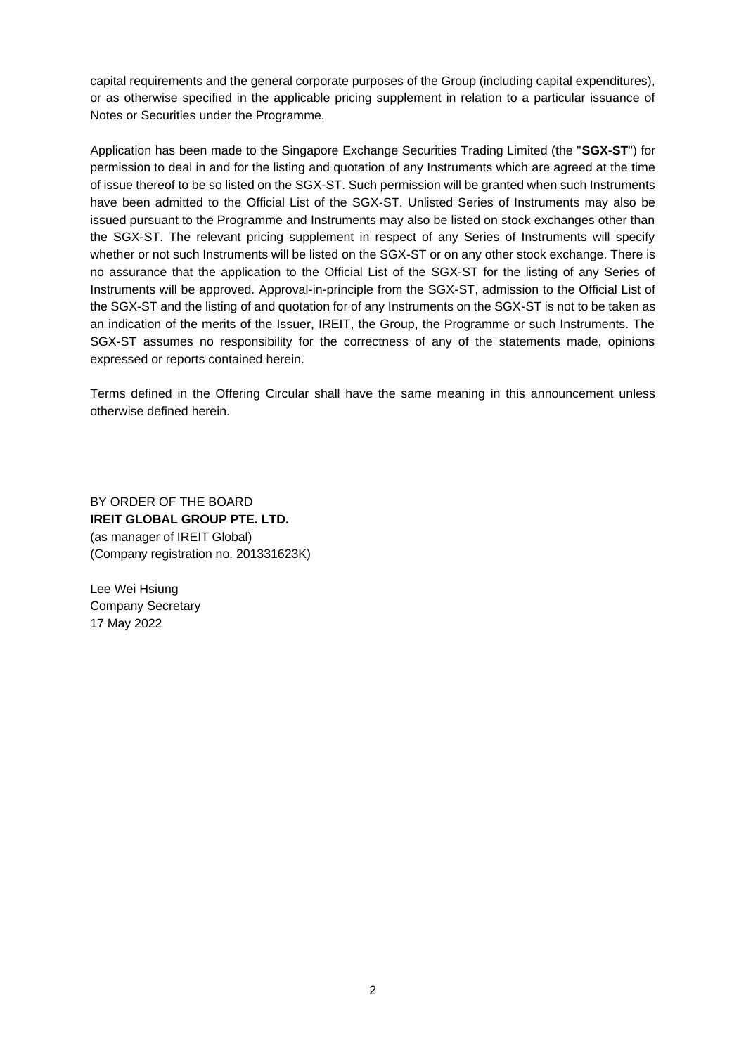capital requirements and the general corporate purposes of the Group (including capital expenditures), or as otherwise specified in the applicable pricing supplement in relation to a particular issuance of Notes or Securities under the Programme.

Application has been made to the Singapore Exchange Securities Trading Limited (the "**SGX-ST**") for permission to deal in and for the listing and quotation of any Instruments which are agreed at the time of issue thereof to be so listed on the SGX-ST. Such permission will be granted when such Instruments have been admitted to the Official List of the SGX-ST. Unlisted Series of Instruments may also be issued pursuant to the Programme and Instruments may also be listed on stock exchanges other than the SGX-ST. The relevant pricing supplement in respect of any Series of Instruments will specify whether or not such Instruments will be listed on the SGX-ST or on any other stock exchange. There is no assurance that the application to the Official List of the SGX-ST for the listing of any Series of Instruments will be approved. Approval-in-principle from the SGX-ST, admission to the Official List of the SGX-ST and the listing of and quotation for of any Instruments on the SGX-ST is not to be taken as an indication of the merits of the Issuer, IREIT, the Group, the Programme or such Instruments. The SGX-ST assumes no responsibility for the correctness of any of the statements made, opinions expressed or reports contained herein.

Terms defined in the Offering Circular shall have the same meaning in this announcement unless otherwise defined herein.

BY ORDER OF THE BOARD
**IREIT GLOBAL GROUP PTE. LTD.**
(as manager of IREIT Global)
(Company registration no. 201331623K)

Lee Wei Hsiung
Company Secretary
17 May 2022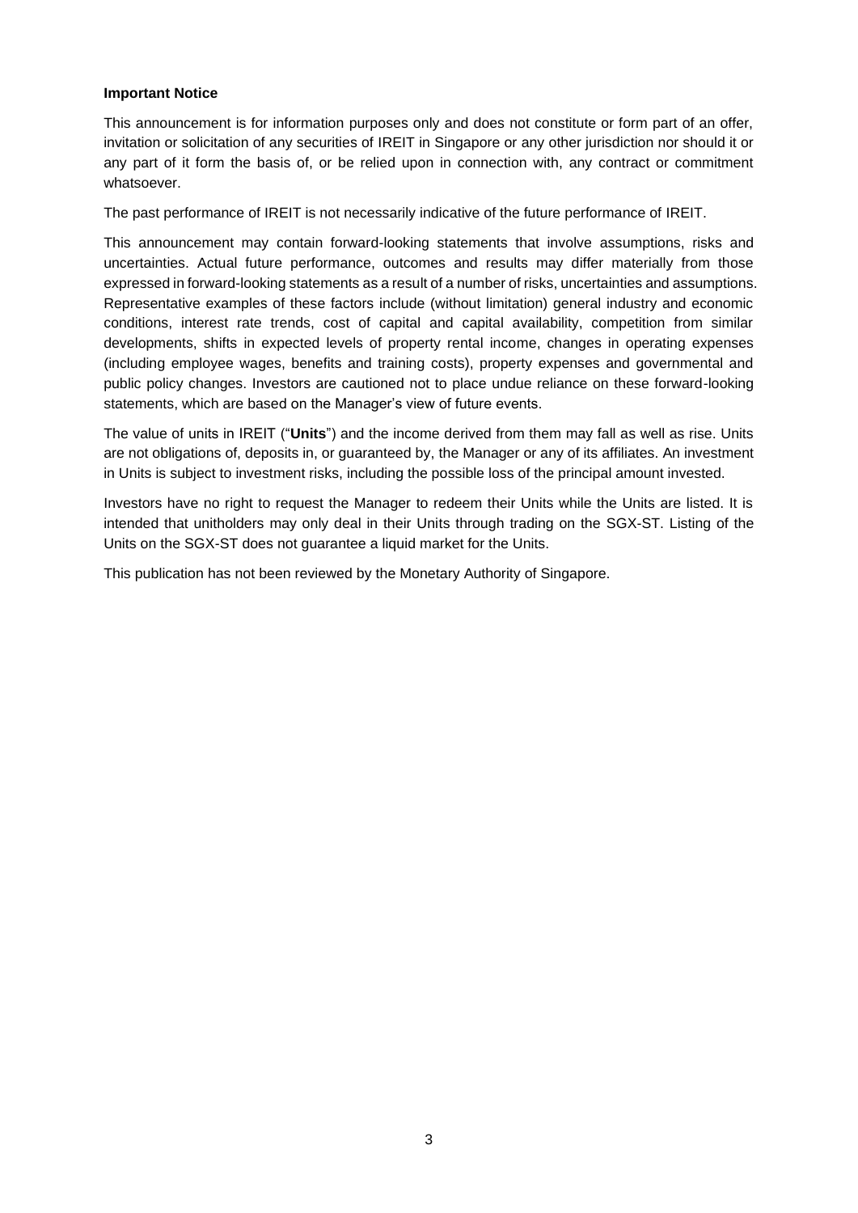**Important Notice**

This announcement is for information purposes only and does not constitute or form part of an offer, invitation or solicitation of any securities of IREIT in Singapore or any other jurisdiction nor should it or any part of it form the basis of, or be relied upon in connection with, any contract or commitment whatsoever.

The past performance of IREIT is not necessarily indicative of the future performance of IREIT.

This announcement may contain forward-looking statements that involve assumptions, risks and uncertainties. Actual future performance, outcomes and results may differ materially from those expressed in forward-looking statements as a result of a number of risks, uncertainties and assumptions. Representative examples of these factors include (without limitation) general industry and economic conditions, interest rate trends, cost of capital and capital availability, competition from similar developments, shifts in expected levels of property rental income, changes in operating expenses (including employee wages, benefits and training costs), property expenses and governmental and public policy changes. Investors are cautioned not to place undue reliance on these forward-looking statements, which are based on the Manager's view of future events.

The value of units in IREIT ("**Units**") and the income derived from them may fall as well as rise. Units are not obligations of, deposits in, or guaranteed by, the Manager or any of its affiliates. An investment in Units is subject to investment risks, including the possible loss of the principal amount invested.

Investors have no right to request the Manager to redeem their Units while the Units are listed. It is intended that unitholders may only deal in their Units through trading on the SGX-ST. Listing of the Units on the SGX-ST does not guarantee a liquid market for the Units.

This publication has not been reviewed by the Monetary Authority of Singapore.